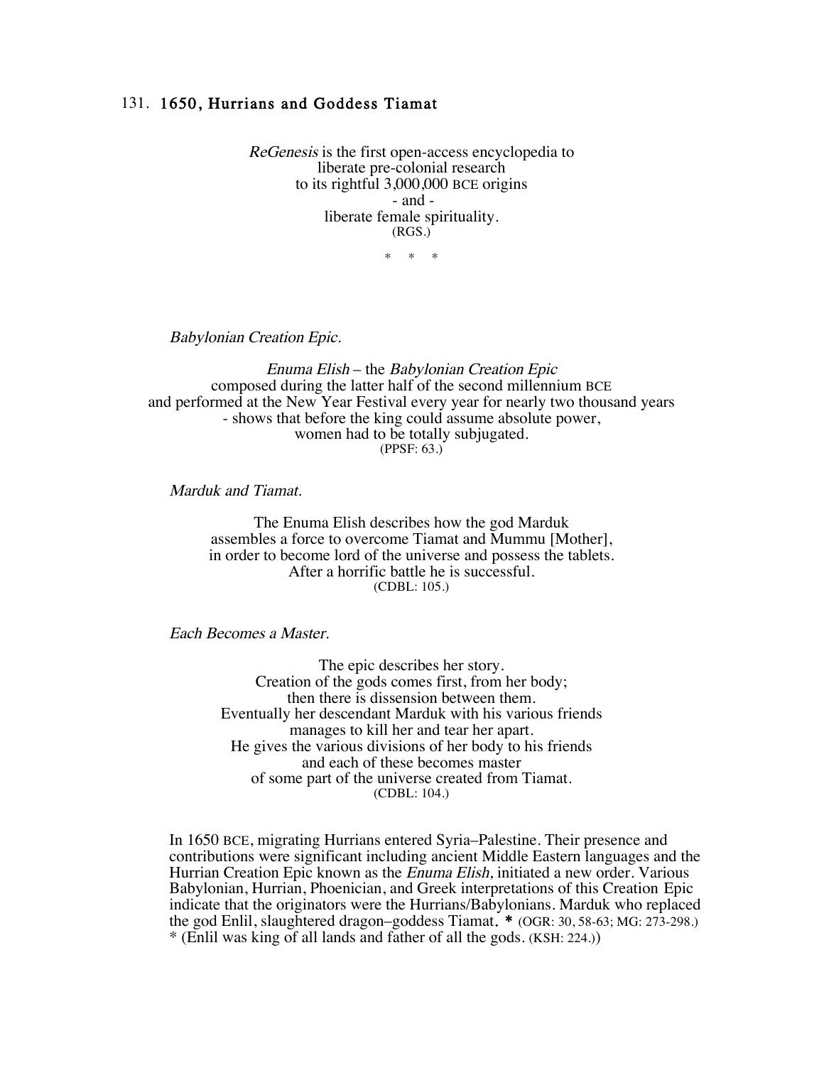## 131. 1650, Hurrians and Goddess Tiamat

*ReGenesis* is the first open-access encyclopedia to
liberate pre-colonial research
to its rightful 3,000,000 BCE origins
- and -
liberate female spirituality.
(RGS.)

\* \* \*

*Babylonian Creation Epic.*

*Enuma Elish* – the *Babylonian Creation Epic*
composed during the latter half of the second millennium BCE
and performed at the New Year Festival every year for nearly two thousand years
- shows that before the king could assume absolute power,
women had to be totally subjugated.
(PPSF: 63.)

*Marduk and Tiamat.*

The Enuma Elish describes how the god Marduk
assembles a force to overcome Tiamat and Mummu [Mother],
in order to become lord of the universe and possess the tablets.
After a horrific battle he is successful.
(CDBL: 105.)

*Each Becomes a Master.*

The epic describes her story.
Creation of the gods comes first, from her body;
then there is dissension between them.
Eventually her descendant Marduk with his various friends
manages to kill her and tear her apart.
He gives the various divisions of her body to his friends
and each of these becomes master
of some part of the universe created from Tiamat.
(CDBL: 104.)

In 1650 BCE, migrating Hurrians entered Syria–Palestine. Their presence and contributions were significant including ancient Middle Eastern languages and the Hurrian Creation Epic known as the *Enuma Elish,* initiated a new order. Various Babylonian, Hurrian, Phoenician, and Greek interpretations of this Creation Epic indicate that the originators were the Hurrians/Babylonians. Marduk who replaced the god Enlil, slaughtered dragon–goddess Tiamat. **\*** (OGR: 30, 58-63; MG: 273-298.)
\* (Enlil was king of all lands and father of all the gods. (KSH: 224.))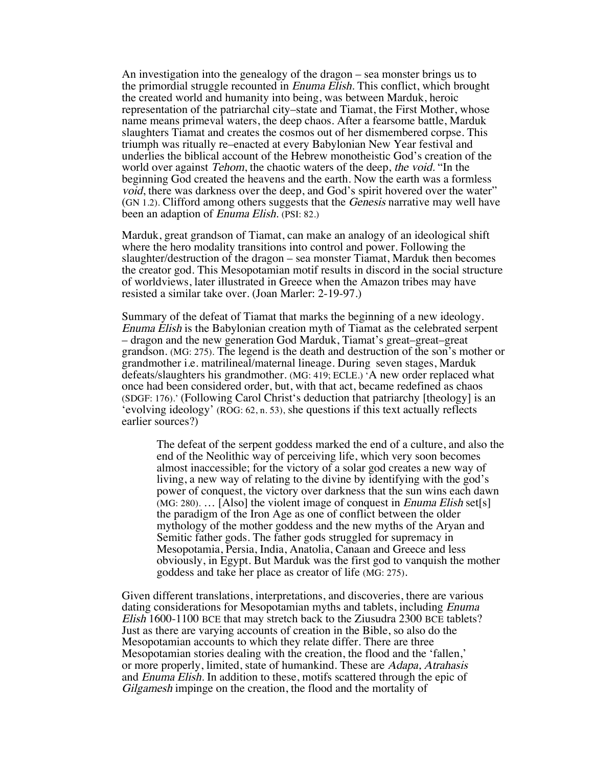An investigation into the genealogy of the dragon – sea monster brings us to the primordial struggle recounted in *Enuma Elish.* This conflict, which brought the created world and humanity into being, was between Marduk, heroic representation of the patriarchal city–state and Tiamat, the First Mother, whose name means primeval waters, the deep chaos. After a fearsome battle, Marduk slaughters Tiamat and creates the cosmos out of her dismembered corpse. This triumph was ritually re–enacted at every Babylonian New Year festival and underlies the biblical account of the Hebrew monotheistic God's creation of the world over against *Tehom*, the chaotic waters of the deep, *the void.* "In the beginning God created the heavens and the earth. Now the earth was a formless *void*, there was darkness over the deep, and God's spirit hovered over the water" (GN 1.2). Clifford among others suggests that the *Genesis* narrative may well have been an adaption of *Enuma Elish.* (PSI: 82.)

Marduk, great grandson of Tiamat, can make an analogy of an ideological shift where the hero modality transitions into control and power. Following the slaughter/destruction of the dragon – sea monster Tiamat, Marduk then becomes the creator god. This Mesopotamian motif results in discord in the social structure of worldviews, later illustrated in Greece when the Amazon tribes may have resisted a similar take over. (Joan Marler: 2-19-97.)

Summary of the defeat of Tiamat that marks the beginning of a new ideology. *Enuma Elish* is the Babylonian creation myth of Tiamat as the celebrated serpent – dragon and the new generation God Marduk, Tiamat's great–great–great grandson. (MG: 275). The legend is the death and destruction of the son's mother or grandmother i.e. matrilineal/maternal lineage. During seven stages, Marduk defeats/slaughters his grandmother. (MG: 419; ECLE.) 'A new order replaced what once had been considered order, but, with that act, became redefined as chaos (SDGF: 176).' (Following Carol Christ's deduction that patriarchy [theology] is an 'evolving ideology' (ROG: 62, n. 53), she questions if this text actually reflects earlier sources?)

> The defeat of the serpent goddess marked the end of a culture, and also the end of the Neolithic way of perceiving life, which very soon becomes almost inaccessible; for the victory of a solar god creates a new way of living, a new way of relating to the divine by identifying with the god's power of conquest, the victory over darkness that the sun wins each dawn (MG: 280). … [Also] the violent image of conquest in *Enuma Elish* set[s] the paradigm of the Iron Age as one of conflict between the older mythology of the mother goddess and the new myths of the Aryan and Semitic father gods. The father gods struggled for supremacy in Mesopotamia, Persia, India, Anatolia, Canaan and Greece and less obviously, in Egypt. But Marduk was the first god to vanquish the mother goddess and take her place as creator of life (MG: 275).

Given different translations, interpretations, and discoveries, there are various dating considerations for Mesopotamian myths and tablets, including *Enuma Elish* 1600-1100 BCE that may stretch back to the Ziusudra 2300 BCE tablets? Just as there are varying accounts of creation in the Bible, so also do the Mesopotamian accounts to which they relate differ. There are three Mesopotamian stories dealing with the creation, the flood and the 'fallen,' or more properly, limited, state of humankind. These are *Adapa, Atrahasis* and *Enuma Elish.* In addition to these, motifs scattered through the epic of *Gilgamesh* impinge on the creation, the flood and the mortality of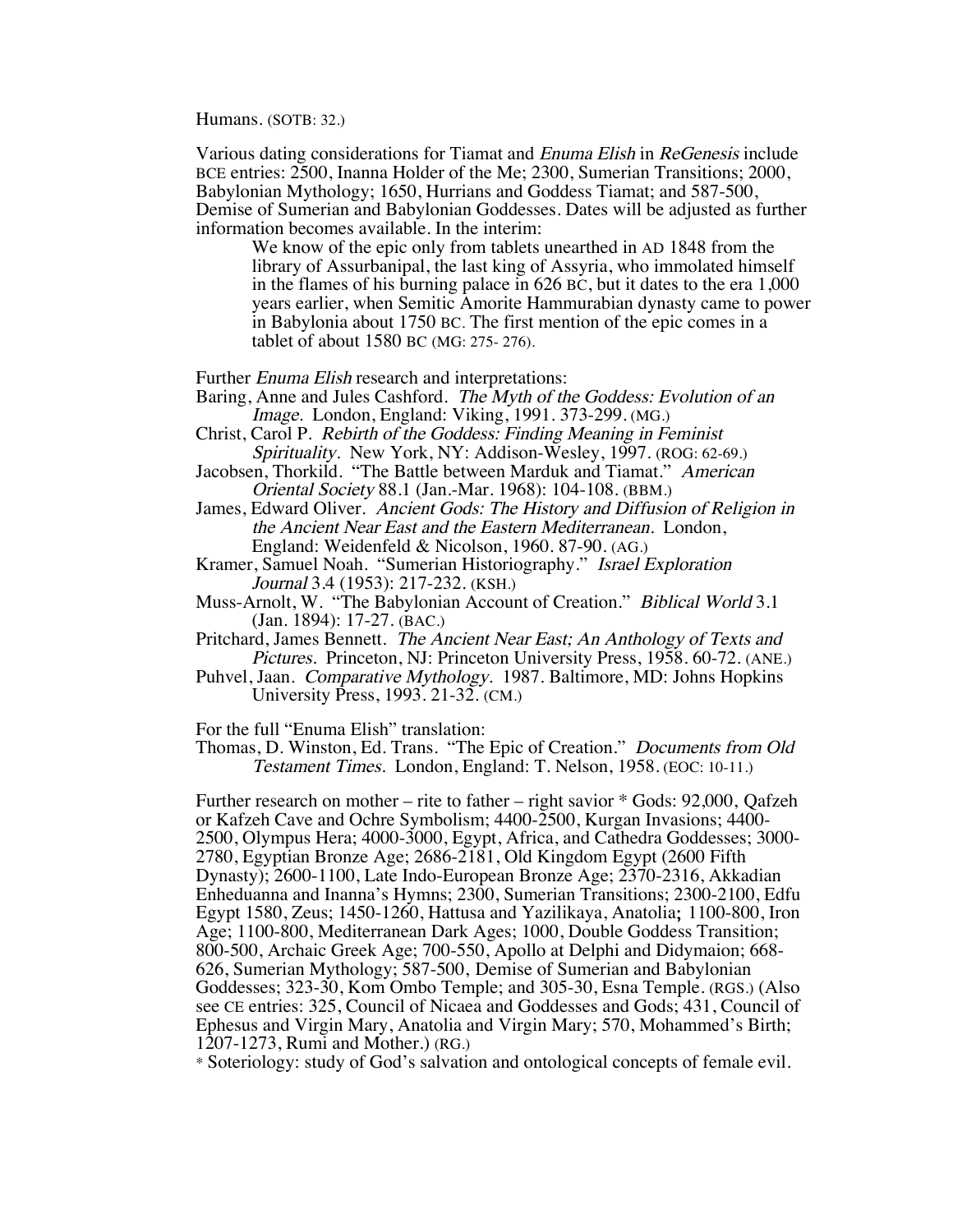Humans. (SOTB: 32.)

Various dating considerations for Tiamat and *Enuma Elish* in *ReGenesis* include BCE entries: 2500, Inanna Holder of the Me; 2300, Sumerian Transitions; 2000, Babylonian Mythology; 1650, Hurrians and Goddess Tiamat; and 587-500, Demise of Sumerian and Babylonian Goddesses. Dates will be adjusted as further information becomes available. In the interim:

> We know of the epic only from tablets unearthed in AD 1848 from the library of Assurbanipal, the last king of Assyria, who immolated himself in the flames of his burning palace in 626 BC, but it dates to the era 1,000 years earlier, when Semitic Amorite Hammurabian dynasty came to power in Babylonia about 1750 BC. The first mention of the epic comes in a tablet of about 1580 BC (MG: 275- 276).

Further *Enuma Elish* research and interpretations:

Baring, Anne and Jules Cashford. *The Myth of the Goddess: Evolution of an Image.* London, England: Viking, 1991. 373-299. (MG.)

Christ, Carol P. *Rebirth of the Goddess: Finding Meaning in Feminist Spirituality.* New York, NY: Addison-Wesley, 1997. (ROG: 62-69.)

Jacobsen, Thorkild. "The Battle between Marduk and Tiamat." *American Oriental Society* 88.1 (Jan.-Mar. 1968): 104-108. (BBM.)

James, Edward Oliver. *Ancient Gods: The History and Diffusion of Religion in the Ancient Near East and the Eastern Mediterranean.* London, England: Weidenfeld & Nicolson, 1960. 87-90. (AG.)

Kramer, Samuel Noah. "Sumerian Historiography." *Israel Exploration Journal* 3.4 (1953): 217-232. (KSH.)

Muss-Arnolt, W. "The Babylonian Account of Creation." *Biblical World* 3.1 (Jan. 1894): 17-27. (BAC.)

Pritchard, James Bennett. *The Ancient Near East; An Anthology of Texts and Pictures.* Princeton, NJ: Princeton University Press, 1958. 60-72. (ANE.)

Puhvel, Jaan. *Comparative Mythology.* 1987. Baltimore, MD: Johns Hopkins University Press, 1993. 21-32. (CM.)

For the full "Enuma Elish" translation:

Thomas, D. Winston, Ed. Trans. "The Epic of Creation." *Documents from Old Testament Times.* London, England: T. Nelson, 1958. (EOC: 10-11.)

Further research on mother – rite to father – right savior * Gods: 92,000, Qafzeh or Kafzeh Cave and Ochre Symbolism; 4400-2500, Kurgan Invasions; 4400-2500, Olympus Hera; 4000-3000, Egypt, Africa, and Cathedra Goddesses; 3000-2780, Egyptian Bronze Age; 2686-2181, Old Kingdom Egypt (2600 Fifth Dynasty); 2600-1100, Late Indo-European Bronze Age; 2370-2316, Akkadian Enheduanna and Inanna's Hymns; 2300, Sumerian Transitions; 2300-2100, Edfu Egypt 1580, Zeus; 1450-1260, Hattusa and Yazilikaya, Anatolia; 1100-800, Iron Age; 1100-800, Mediterranean Dark Ages; 1000, Double Goddess Transition; 800-500, Archaic Greek Age; 700-550, Apollo at Delphi and Didymaion; 668-626, Sumerian Mythology; 587-500, Demise of Sumerian and Babylonian Goddesses; 323-30, Kom Ombo Temple; and 305-30, Esna Temple. (RGS.) (Also see CE entries: 325, Council of Nicaea and Goddesses and Gods; 431, Council of Ephesus and Virgin Mary, Anatolia and Virgin Mary; 570, Mohammed's Birth; 1207-1273, Rumi and Mother.) (RG.)

* Soteriology: study of God's salvation and ontological concepts of female evil.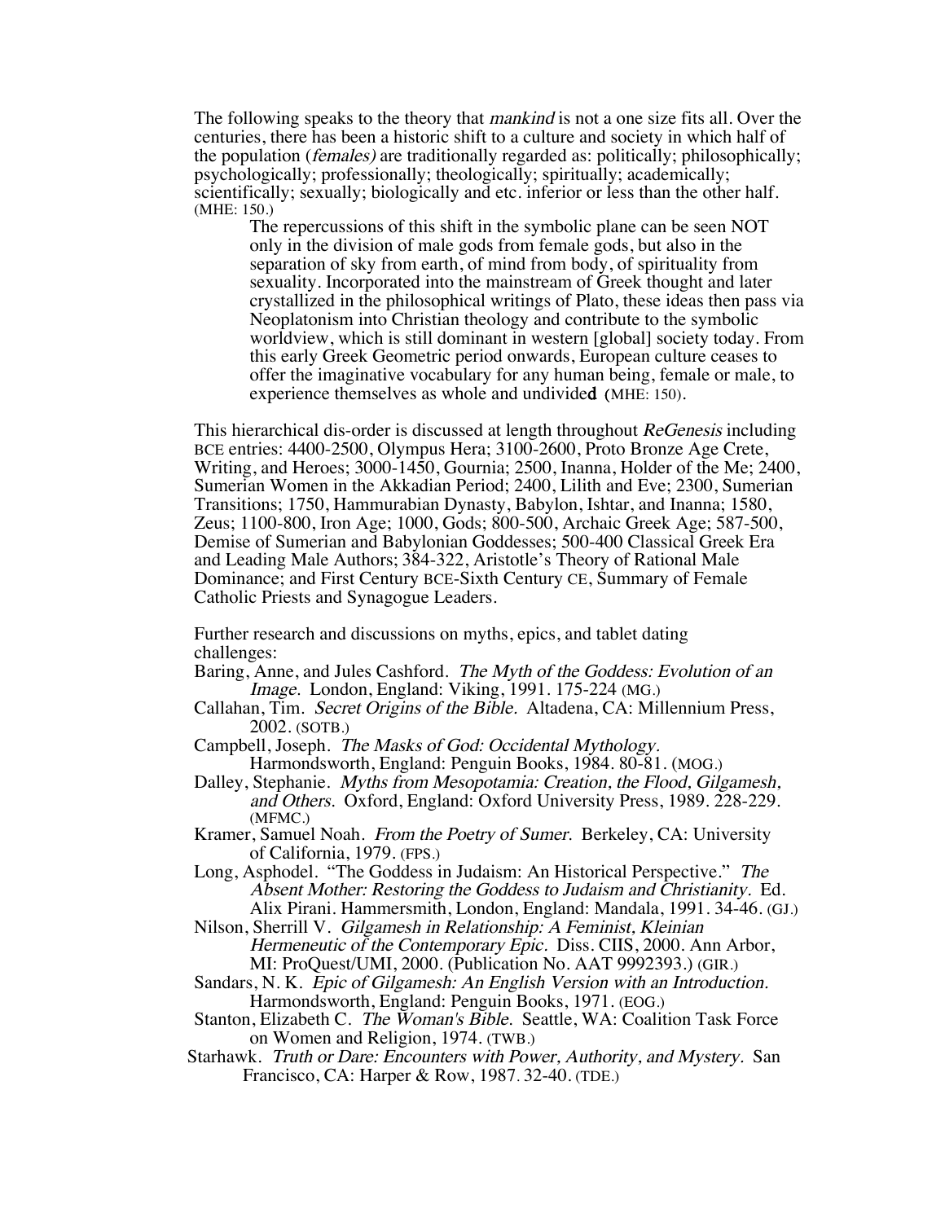The following speaks to the theory that *mankind* is not a one size fits all. Over the centuries, there has been a historic shift to a culture and society in which half of the population (*females)* are traditionally regarded as: politically; philosophically; psychologically; professionally; theologically; spiritually; academically; scientifically; sexually; biologically and etc. inferior or less than the other half. (MHE: 150.)

> The repercussions of this shift in the symbolic plane can be seen NOT only in the division of male gods from female gods, but also in the separation of sky from earth, of mind from body, of spirituality from sexuality. Incorporated into the mainstream of Greek thought and later crystallized in the philosophical writings of Plato, these ideas then pass via Neoplatonism into Christian theology and contribute to the symbolic worldview, which is still dominant in western [global] society today. From this early Greek Geometric period onwards, European culture ceases to offer the imaginative vocabulary for any human being, female or male, to experience themselves as whole and undivided (MHE: 150).

This hierarchical dis-order is discussed at length throughout *ReGenesis* including BCE entries: 4400-2500, Olympus Hera; 3100-2600, Proto Bronze Age Crete, Writing, and Heroes; 3000-1450, Gournia; 2500, Inanna, Holder of the Me; 2400, Sumerian Women in the Akkadian Period; 2400, Lilith and Eve; 2300, Sumerian Transitions; 1750, Hammurabian Dynasty, Babylon, Ishtar, and Inanna; 1580, Zeus; 1100-800, Iron Age; 1000, Gods; 800-500, Archaic Greek Age; 587-500, Demise of Sumerian and Babylonian Goddesses; 500-400 Classical Greek Era and Leading Male Authors; 384-322, Aristotle's Theory of Rational Male Dominance; and First Century BCE-Sixth Century CE, Summary of Female Catholic Priests and Synagogue Leaders.

Further research and discussions on myths, epics, and tablet dating challenges:

Baring, Anne, and Jules Cashford. *The Myth of the Goddess: Evolution of an Image.* London, England: Viking, 1991. 175-224 (MG.)

Callahan, Tim. *Secret Origins of the Bible.* Altadena, CA: Millennium Press, 2002. (SOTB.)

Campbell, Joseph. *The Masks of God: Occidental Mythology.* Harmondsworth, England: Penguin Books, 1984. 80-81. (MOG.)

Dalley, Stephanie. *Myths from Mesopotamia: Creation, the Flood, Gilgamesh, and Others.* Oxford, England: Oxford University Press, 1989. 228-229. (MFMC.)

Kramer, Samuel Noah. *From the Poetry of Sumer.* Berkeley, CA: University of California, 1979. (FPS.)

Long, Asphodel. "The Goddess in Judaism: An Historical Perspective." *The Absent Mother: Restoring the Goddess to Judaism and Christianity.* Ed. Alix Pirani. Hammersmith, London, England: Mandala, 1991. 34-46. (GJ.)

Nilson, Sherrill V. *Gilgamesh in Relationship: A Feminist, Kleinian Hermeneutic of the Contemporary Epic.* Diss. CIIS, 2000. Ann Arbor, MI: ProQuest/UMI, 2000. (Publication No. AAT 9992393.) (GIR.)

Sandars, N. K. *Epic of Gilgamesh: An English Version with an Introduction.* Harmondsworth, England: Penguin Books, 1971. (EOG.)

Stanton, Elizabeth C. *The Woman's Bible.* Seattle, WA: Coalition Task Force on Women and Religion, 1974. (TWB.)

Starhawk. *Truth or Dare: Encounters with Power, Authority, and Mystery.* San Francisco, CA: Harper & Row, 1987. 32-40. (TDE.)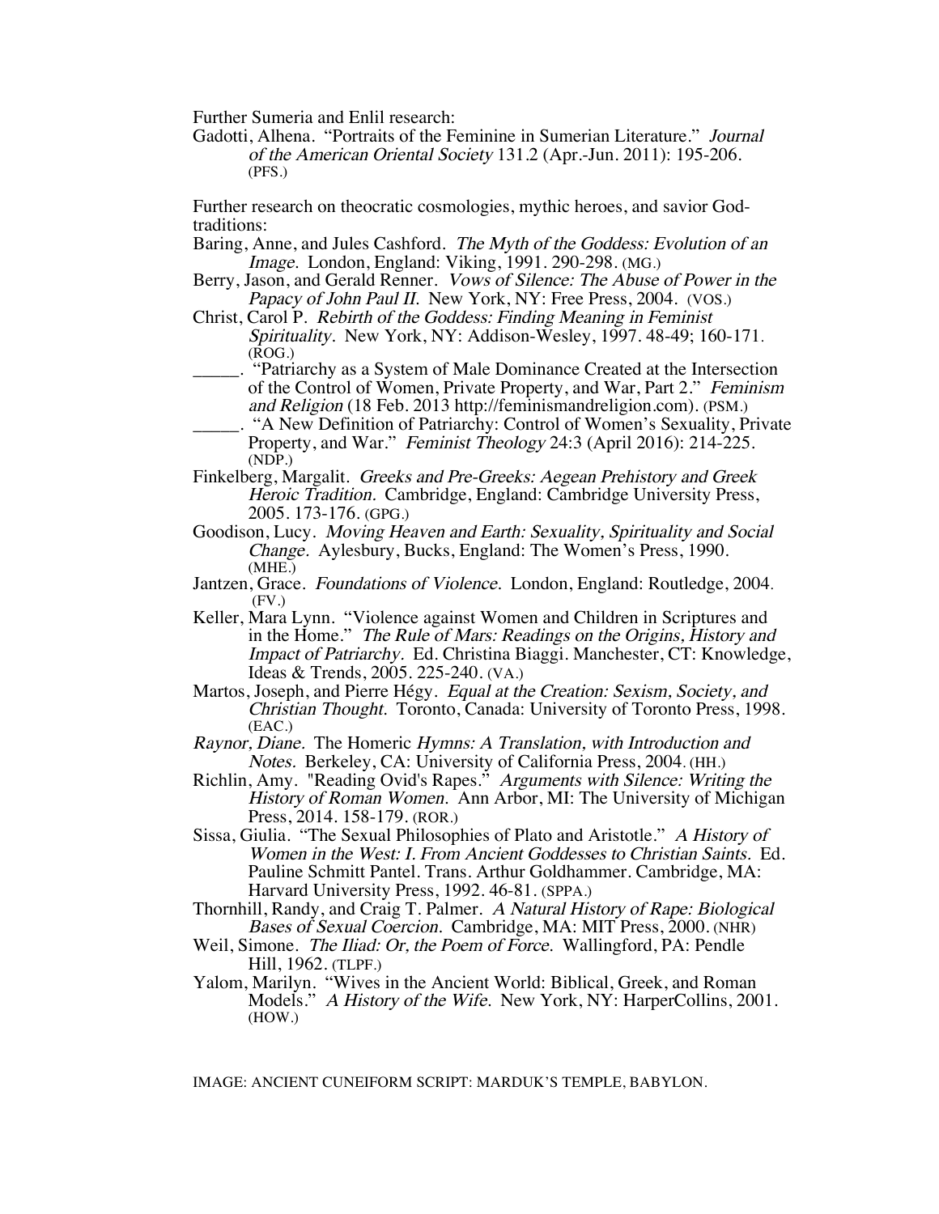Further Sumeria and Enlil research:

Gadotti, Alhena. "Portraits of the Feminine in Sumerian Literature." *Journal of the American Oriental Society* 131.2 (Apr.-Jun. 2011): 195-206. (PFS.)

Further research on theocratic cosmologies, mythic heroes, and savior God-traditions:

Baring, Anne, and Jules Cashford. *The Myth of the Goddess: Evolution of an Image.* London, England: Viking, 1991. 290-298. (MG.)

Berry, Jason, and Gerald Renner. *Vows of Silence: The Abuse of Power in the Papacy of John Paul II.* New York, NY: Free Press, 2004. (VOS.)

Christ, Carol P. *Rebirth of the Goddess: Finding Meaning in Feminist Spirituality.* New York, NY: Addison-Wesley, 1997. 48-49; 160-171. (ROG.)

_____. "Patriarchy as a System of Male Dominance Created at the Intersection of the Control of Women, Private Property, and War, Part 2." *Feminism and Religion* (18 Feb. 2013 http://feminismandreligion.com). (PSM.)

_____. "A New Definition of Patriarchy: Control of Women's Sexuality, Private Property, and War." *Feminist Theology* 24:3 (April 2016): 214-225. (NDP.)

Finkelberg, Margalit. *Greeks and Pre-Greeks: Aegean Prehistory and Greek Heroic Tradition.* Cambridge, England: Cambridge University Press, 2005. 173-176. (GPG.)

Goodison, Lucy. *Moving Heaven and Earth: Sexuality, Spirituality and Social Change.* Aylesbury, Bucks, England: The Women's Press, 1990. (MHE.)

Jantzen, Grace. *Foundations of Violence.* London, England: Routledge, 2004. (FV.)

Keller, Mara Lynn. "Violence against Women and Children in Scriptures and in the Home." *The Rule of Mars: Readings on the Origins, History and Impact of Patriarchy.* Ed. Christina Biaggi. Manchester, CT: Knowledge, Ideas & Trends, 2005. 225-240. (VA.)

Martos, Joseph, and Pierre Hégy. *Equal at the Creation: Sexism, Society, and Christian Thought.* Toronto, Canada: University of Toronto Press, 1998. (EAC.)

*Raynor, Diane.* The Homeric *Hymns: A Translation, with Introduction and Notes.* Berkeley, CA: University of California Press, 2004. (HH.)

Richlin, Amy. "Reading Ovid's Rapes." *Arguments with Silence: Writing the History of Roman Women.* Ann Arbor, MI: The University of Michigan Press, 2014. 158-179. (ROR.)

Sissa, Giulia. "The Sexual Philosophies of Plato and Aristotle." *A History of Women in the West: I. From Ancient Goddesses to Christian Saints.* Ed. Pauline Schmitt Pantel. Trans. Arthur Goldhammer. Cambridge, MA: Harvard University Press, 1992. 46-81. (SPPA.)

Thornhill, Randy, and Craig T. Palmer. *A Natural History of Rape: Biological Bases of Sexual Coercion.* Cambridge, MA: MIT Press, 2000. (NHR)

Weil, Simone. *The Iliad: Or, the Poem of Force.* Wallingford, PA: Pendle Hill, 1962. (TLPF.)

Yalom, Marilyn. "Wives in the Ancient World: Biblical, Greek, and Roman Models." *A History of the Wife.* New York, NY: HarperCollins, 2001. (HOW.)

IMAGE: ANCIENT CUNEIFORM SCRIPT: MARDUK'S TEMPLE, BABYLON.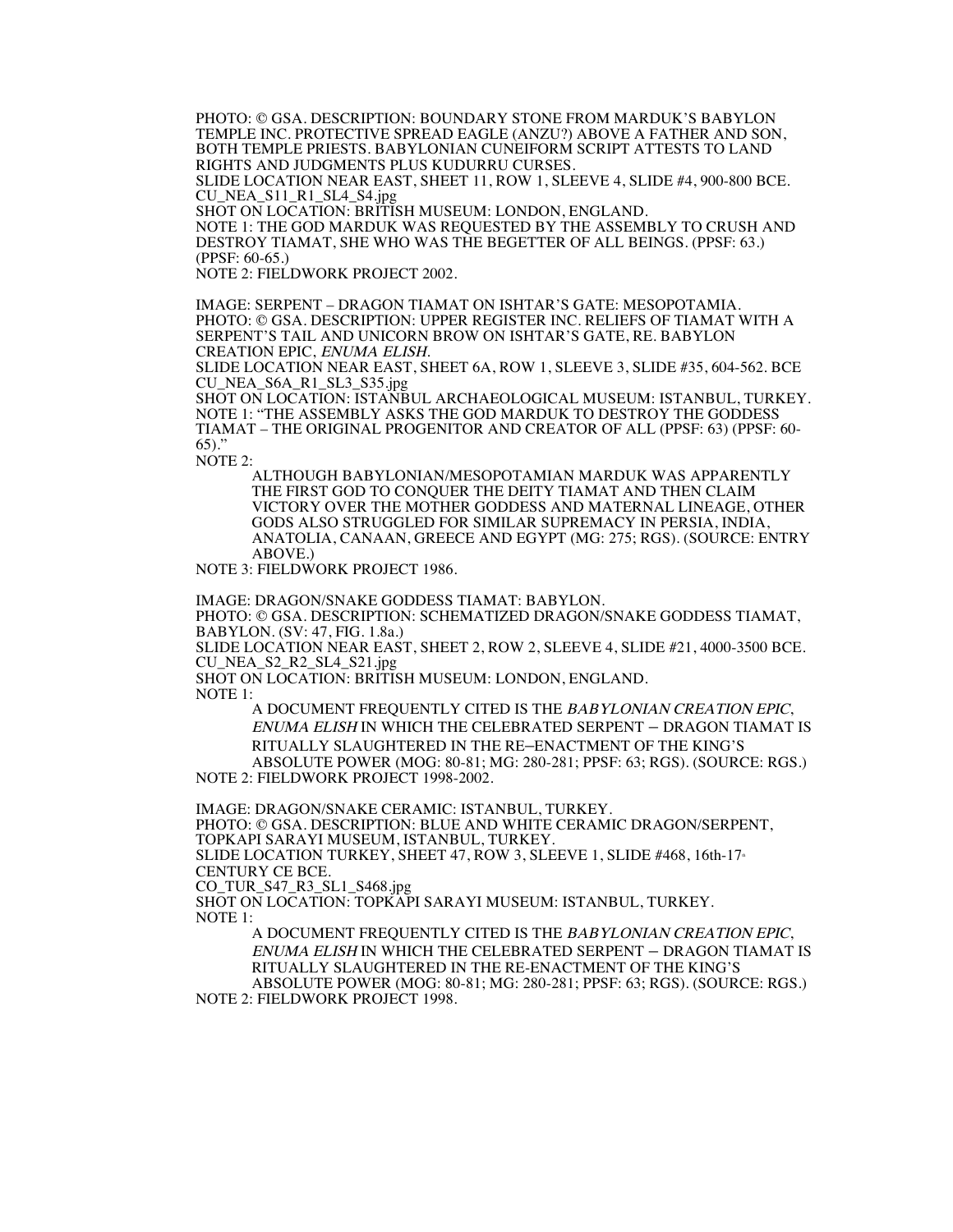PHOTO: © GSA. DESCRIPTION: BOUNDARY STONE FROM MARDUK'S BABYLON TEMPLE INC. PROTECTIVE SPREAD EAGLE (ANZU?) ABOVE A FATHER AND SON, BOTH TEMPLE PRIESTS. BABYLONIAN CUNEIFORM SCRIPT ATTESTS TO LAND RIGHTS AND JUDGMENTS PLUS KUDURRU CURSES.
SLIDE LOCATION NEAR EAST, SHEET 11, ROW 1, SLEEVE 4, SLIDE #4, 900-800 BCE.
CU_NEA_S11_R1_SL4_S4.jpg
SHOT ON LOCATION: BRITISH MUSEUM: LONDON, ENGLAND.
NOTE 1: THE GOD MARDUK WAS REQUESTED BY THE ASSEMBLY TO CRUSH AND DESTROY TIAMAT, SHE WHO WAS THE BEGETTER OF ALL BEINGS. (PPSF: 63.) (PPSF: 60-65.)
NOTE 2: FIELDWORK PROJECT 2002.

IMAGE: SERPENT – DRAGON TIAMAT ON ISHTAR'S GATE: MESOPOTAMIA.
PHOTO: © GSA. DESCRIPTION: UPPER REGISTER INC. RELIEFS OF TIAMAT WITH A SERPENT'S TAIL AND UNICORN BROW ON ISHTAR'S GATE, RE. BABYLON CREATION EPIC, *ENUMA ELISH*.
SLIDE LOCATION NEAR EAST, SHEET 6A, ROW 1, SLEEVE 3, SLIDE #35, 604-562. BCE
CU_NEA_S6A_R1_SL3_S35.jpg
SHOT ON LOCATION: ISTANBUL ARCHAEOLOGICAL MUSEUM: ISTANBUL, TURKEY.
NOTE 1: "THE ASSEMBLY ASKS THE GOD MARDUK TO DESTROY THE GODDESS TIAMAT – THE ORIGINAL PROGENITOR AND CREATOR OF ALL (PPSF: 63) (PPSF: 60-65)."
NOTE 2:

> ALTHOUGH BABYLONIAN/MESOPOTAMIAN MARDUK WAS APPARENTLY THE FIRST GOD TO CONQUER THE DEITY TIAMAT AND THEN CLAIM VICTORY OVER THE MOTHER GODDESS AND MATERNAL LINEAGE, OTHER GODS ALSO STRUGGLED FOR SIMILAR SUPREMACY IN PERSIA, INDIA, ANATOLIA, CANAAN, GREECE AND EGYPT (MG: 275; RGS). (SOURCE: ENTRY ABOVE.)

NOTE 3: FIELDWORK PROJECT 1986.

IMAGE: DRAGON/SNAKE GODDESS TIAMAT: BABYLON.
PHOTO: © GSA. DESCRIPTION: SCHEMATIZED DRAGON/SNAKE GODDESS TIAMAT, BABYLON. (SV: 47, FIG. 1.8a.)
SLIDE LOCATION NEAR EAST, SHEET 2, ROW 2, SLEEVE 4, SLIDE #21, 4000-3500 BCE.
CU_NEA_S2_R2_SL4_S21.jpg
SHOT ON LOCATION: BRITISH MUSEUM: LONDON, ENGLAND.
NOTE 1:

> A DOCUMENT FREQUENTLY CITED IS THE *BABYLONIAN CREATION EPIC*, *ENUMA ELISH* IN WHICH THE CELEBRATED SERPENT – DRAGON TIAMAT IS RITUALLY SLAUGHTERED IN THE RE–ENACTMENT OF THE KING'S ABSOLUTE POWER (MOG: 80-81; MG: 280-281; PPSF: 63; RGS). (SOURCE: RGS.)

NOTE 2: FIELDWORK PROJECT 1998-2002.

IMAGE: DRAGON/SNAKE CERAMIC: ISTANBUL, TURKEY.
PHOTO: © GSA. DESCRIPTION: BLUE AND WHITE CERAMIC DRAGON/SERPENT, TOPKAPI SARAYI MUSEUM, ISTANBUL, TURKEY.
SLIDE LOCATION TURKEY, SHEET 47, ROW 3, SLEEVE 1, SLIDE #468, 16th-17th CENTURY CE BCE.
CO_TUR_S47_R3_SL1_S468.jpg
SHOT ON LOCATION: TOPKAPI SARAYI MUSEUM: ISTANBUL, TURKEY.
NOTE 1:

> A DOCUMENT FREQUENTLY CITED IS THE *BABYLONIAN CREATION EPIC*, *ENUMA ELISH* IN WHICH THE CELEBRATED SERPENT – DRAGON TIAMAT IS RITUALLY SLAUGHTERED IN THE RE-ENACTMENT OF THE KING'S ABSOLUTE POWER (MOG: 80-81; MG: 280-281; PPSF: 63; RGS). (SOURCE: RGS.)

NOTE 2: FIELDWORK PROJECT 1998.